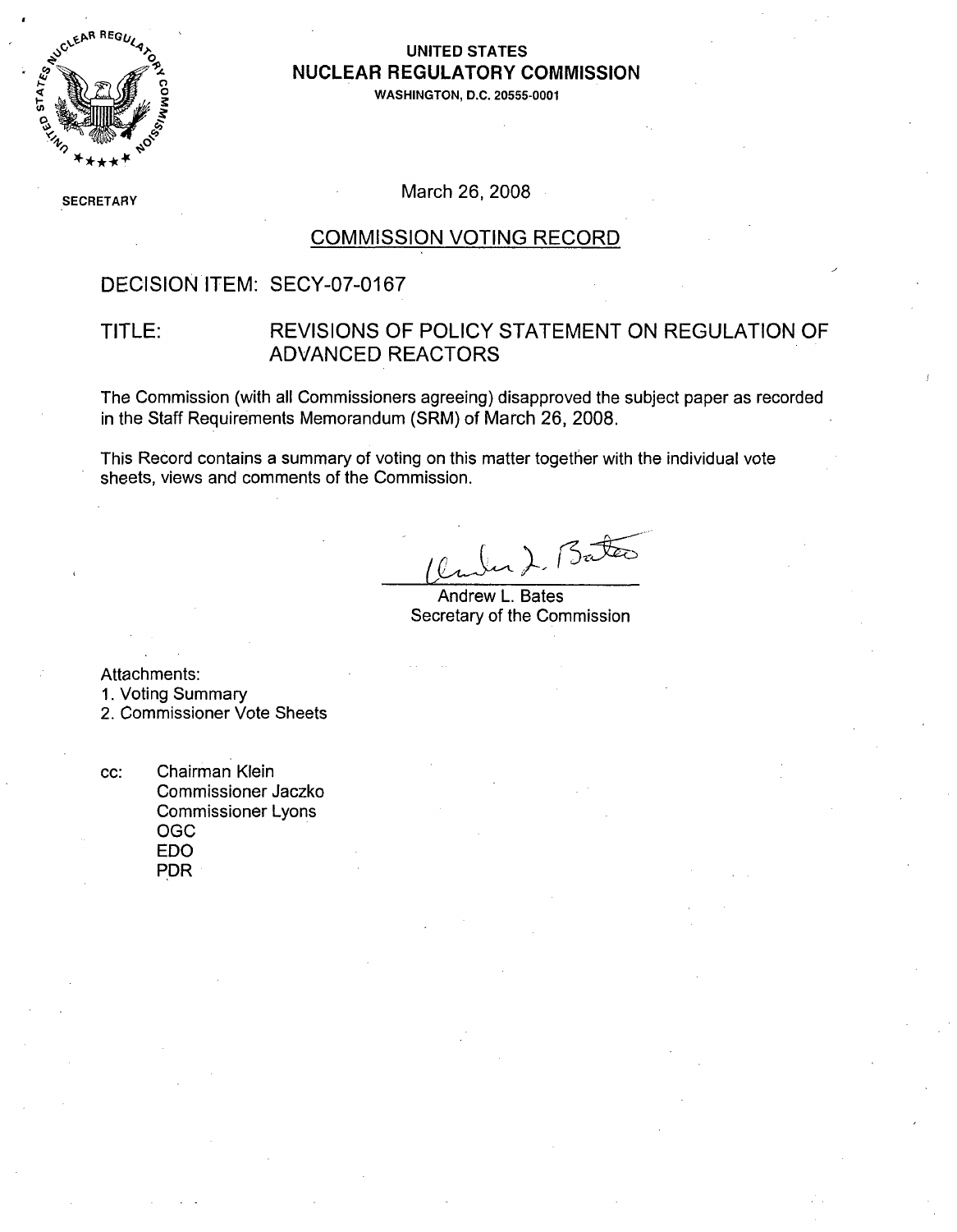**UNITED STATES**
**NUCLEAR REGULATORY COMMISSION**
WASHINGTON, D.C. 20555-0001

SECRETARY

March 26, 2008

## COMMISSION VOTING RECORD

DECISION ITEM: SECY-07-0167

TITLE: REVISIONS OF POLICY STATEMENT ON REGULATION OF ADVANCED REACTORS

The Commission (with all Commissioners agreeing) disapproved the subject paper as recorded in the Staff Requirements Memorandum (SRM) of March 26, 2008.

This Record contains a summary of voting on this matter together with the individual vote sheets, views and comments of the Commission.

Andrew L. Bates
Secretary of the Commission

Attachments:
1. Voting Summary
2. Commissioner Vote Sheets

cc: Chairman Klein
Commissioner Jaczko
Commissioner Lyons
OGC
EDO
PDR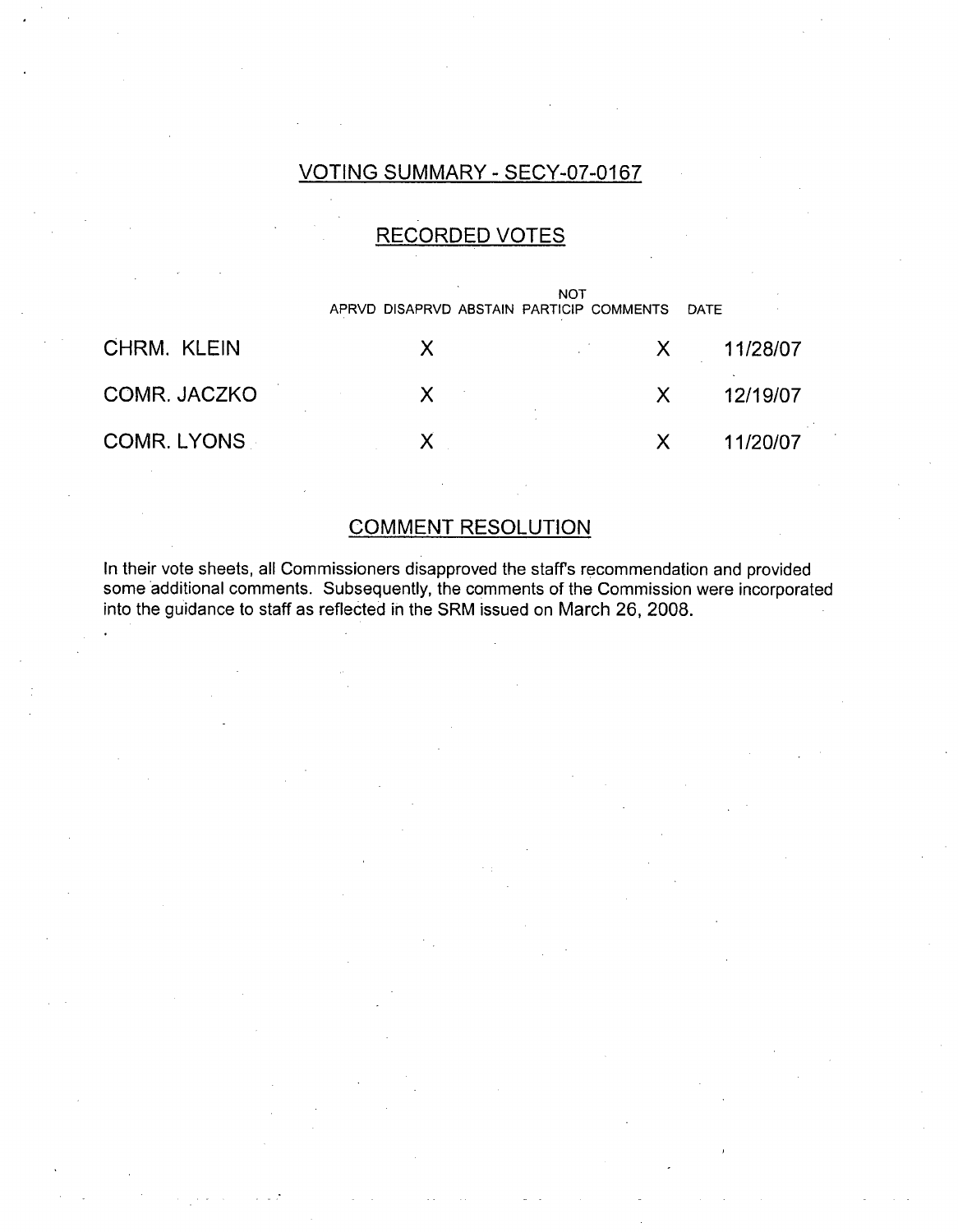## VOTING SUMMARY - SECY-07-0167

## RECORDED VOTES

| | APRVD | DISAPRVD | ABSTAIN | NOT PARTICIP | COMMENTS | DATE |
|---|---|---|---|---|---|---|
| CHRM. KLEIN | | X | | | X | 11/28/07 |
| COMR. JACZKO | | X | | | X | 12/19/07 |
| COMR. LYONS | | X | | | X | 11/20/07 |

## COMMENT RESOLUTION

In their vote sheets, all Commissioners disapproved the staff's recommendation and provided some additional comments. Subsequently, the comments of the Commission were incorporated into the guidance to staff as reflected in the SRM issued on March 26, 2008.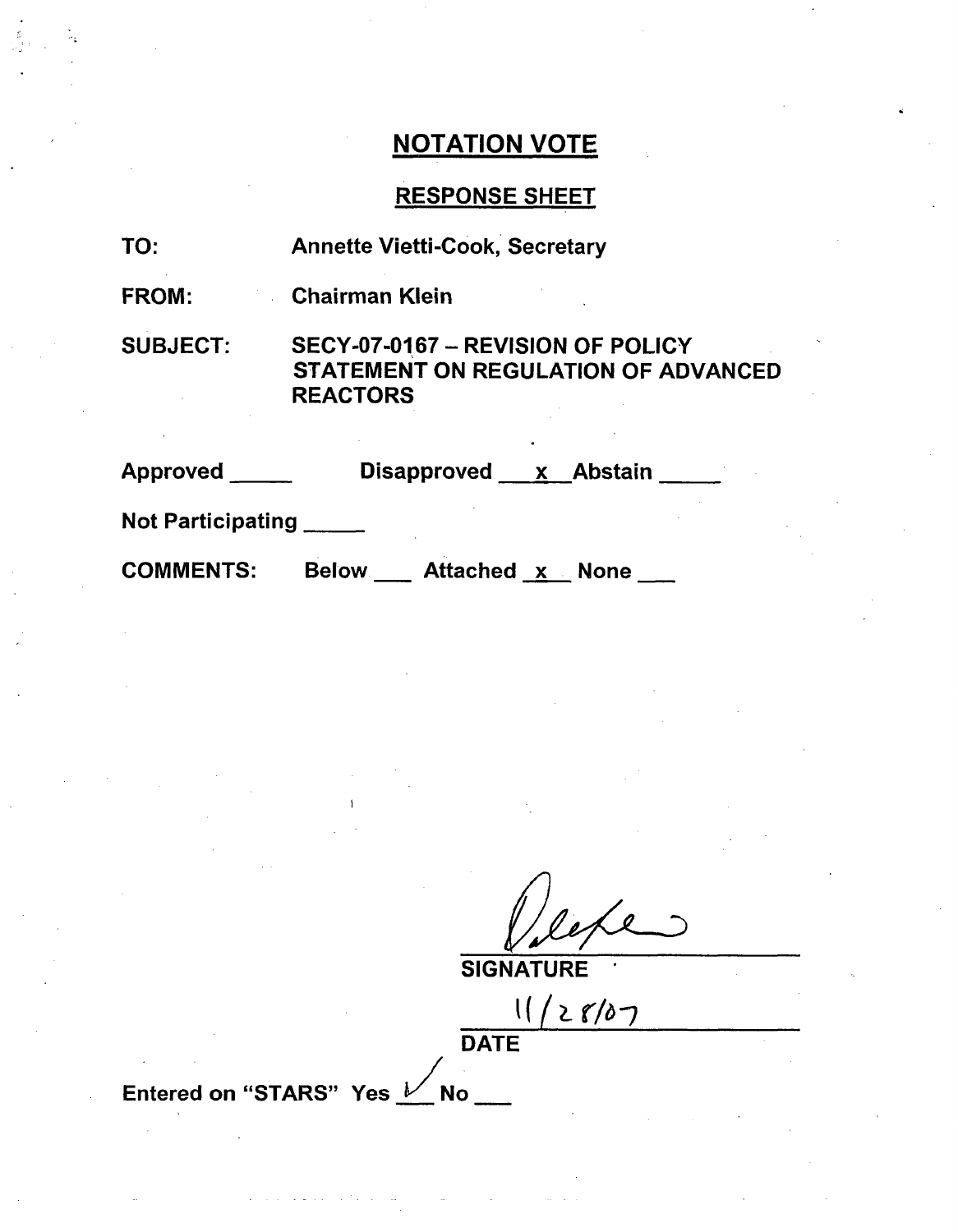# NOTATION VOTE

## RESPONSE SHEET

TO: Annette Vietti-Cook, Secretary

FROM: Chairman Klein

SUBJECT: SECY-07-0167 – REVISION OF POLICY STATEMENT ON REGULATION OF ADVANCED REACTORS

Approved _____ Disapproved __x__ Abstain _____

Not Participating _____

COMMENTS: Below ___ Attached _x_ None ___

SIGNATURE

11/28/07

DATE

Entered on "STARS" Yes ✓ No ___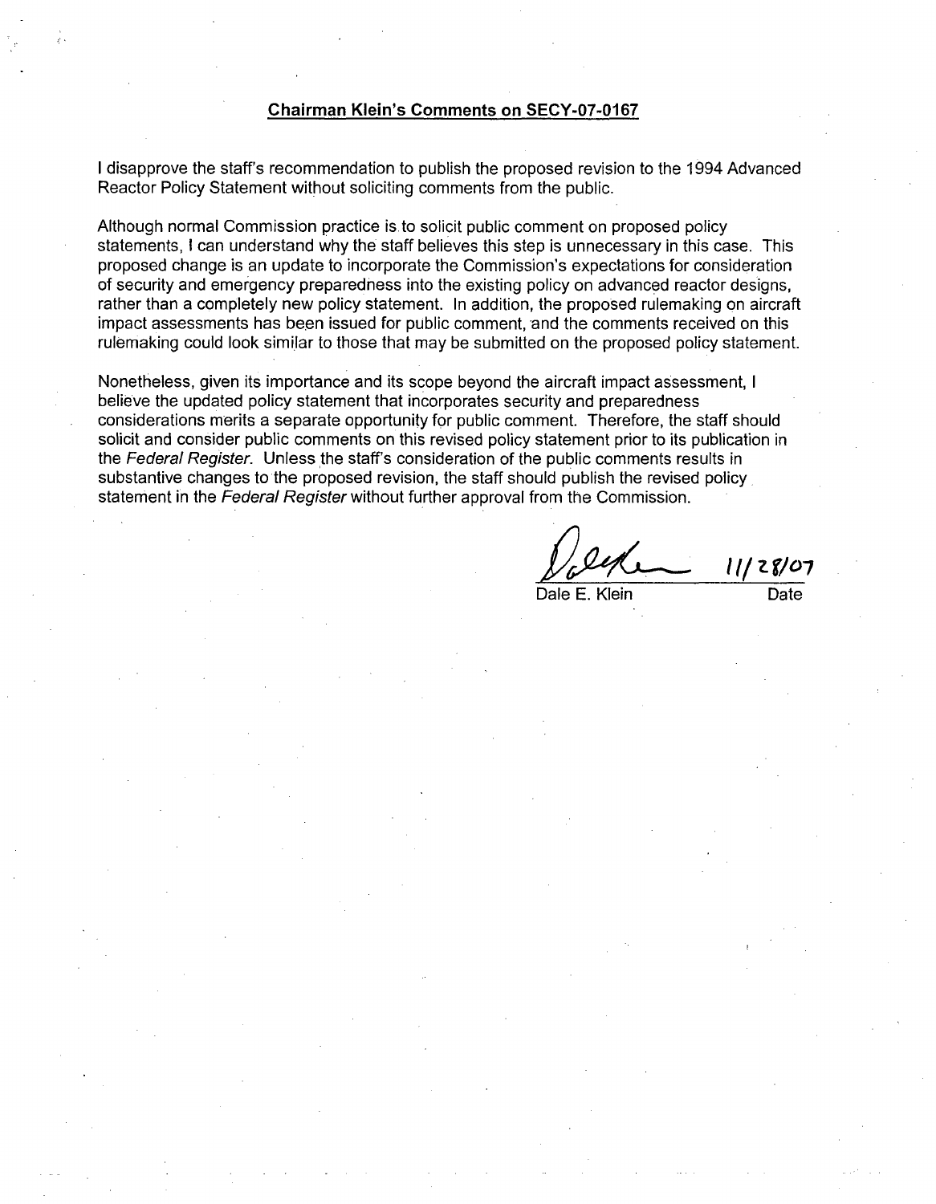## Chairman Klein's Comments on SECY-07-0167

I disapprove the staff's recommendation to publish the proposed revision to the 1994 Advanced Reactor Policy Statement without soliciting comments from the public.

Although normal Commission practice is to solicit public comment on proposed policy statements, I can understand why the staff believes this step is unnecessary in this case. This proposed change is an update to incorporate the Commission's expectations for consideration of security and emergency preparedness into the existing policy on advanced reactor designs, rather than a completely new policy statement. In addition, the proposed rulemaking on aircraft impact assessments has been issued for public comment, and the comments received on this rulemaking could look similar to those that may be submitted on the proposed policy statement.

Nonetheless, given its importance and its scope beyond the aircraft impact assessment, I believe the updated policy statement that incorporates security and preparedness considerations merits a separate opportunity for public comment. Therefore, the staff should solicit and consider public comments on this revised policy statement prior to its publication in the *Federal Register*. Unless the staff's consideration of the public comments results in substantive changes to the proposed revision, the staff should publish the revised policy statement in the *Federal Register* without further approval from the Commission.

Dale E. Klein — 11/28/07

Date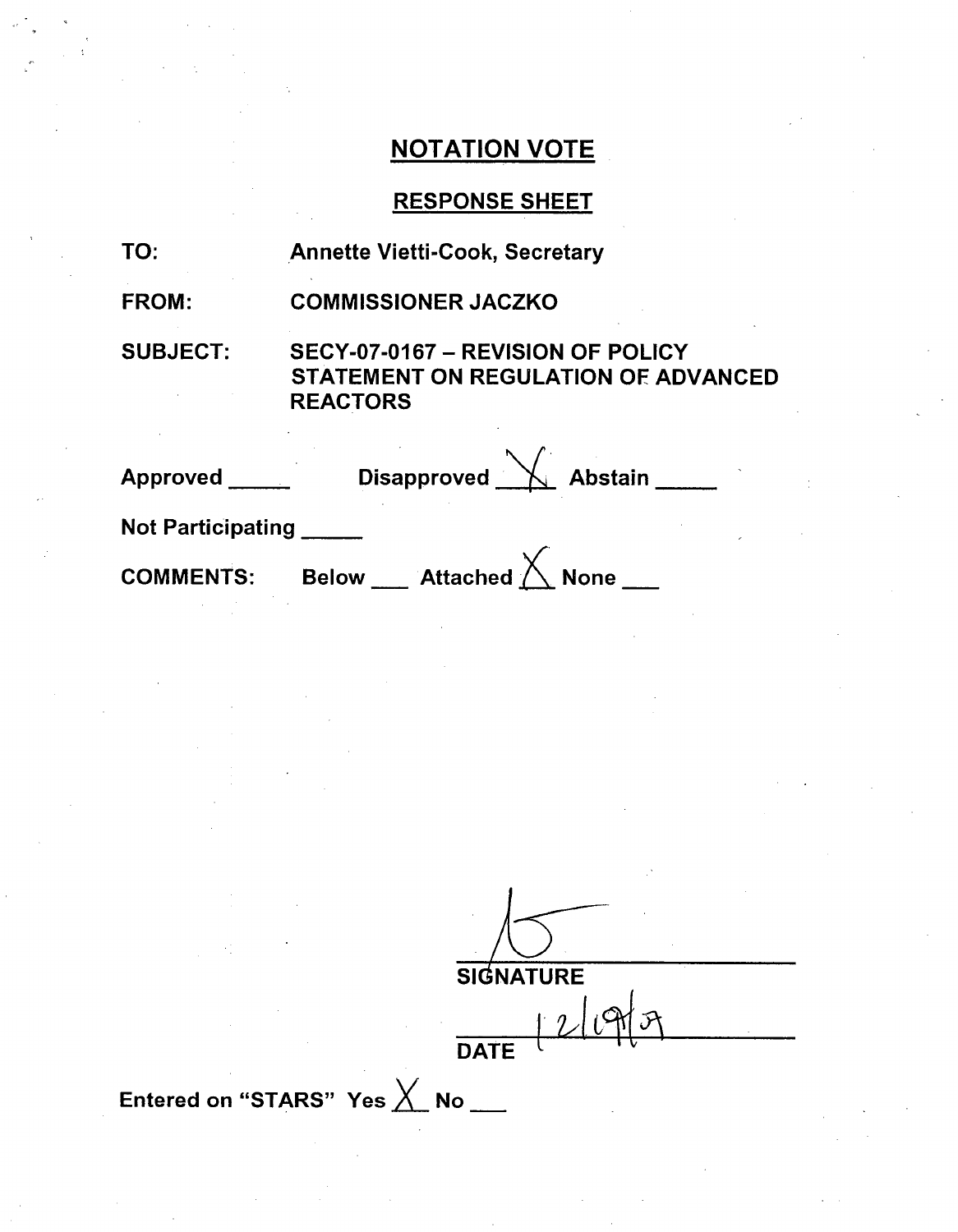## NOTATION VOTE

## RESPONSE SHEET

TO: Annette Vietti-Cook, Secretary

FROM: COMMISSIONER JACZKO

SUBJECT: SECY-07-0167 – REVISION OF POLICY STATEMENT ON REGULATION OF ADVANCED REACTORS

Approved ____ Disapproved X Abstain ____

Not Participating ____

COMMENTS: Below ___ Attached X None ___

SIGNATURE

12/19/07

DATE

Entered on "STARS" Yes X No ___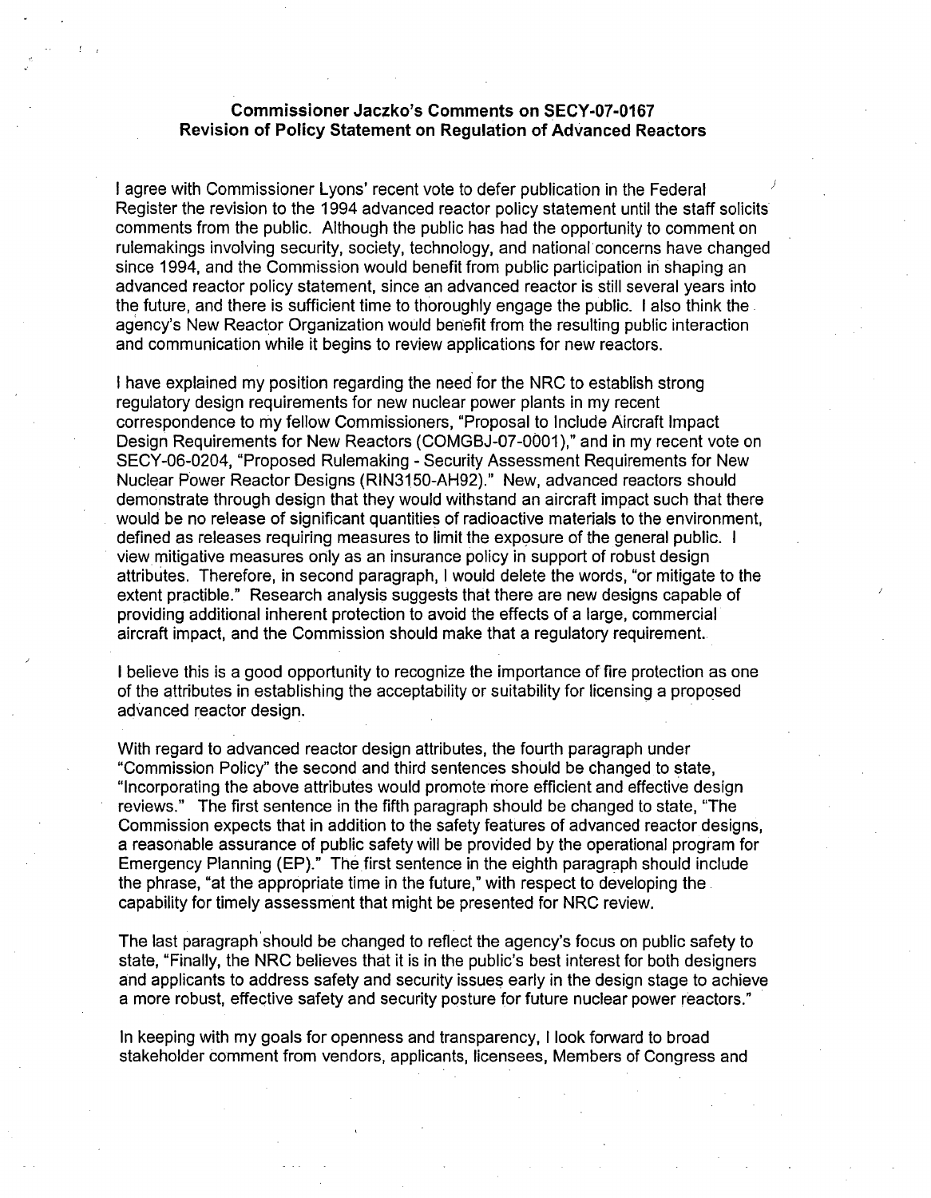**Commissioner Jaczko's Comments on SECY-07-0167**
**Revision of Policy Statement on Regulation of Advanced Reactors**

I agree with Commissioner Lyons' recent vote to defer publication in the Federal Register the revision to the 1994 advanced reactor policy statement until the staff solicits comments from the public. Although the public has had the opportunity to comment on rulemakings involving security, society, technology, and national concerns have changed since 1994, and the Commission would benefit from public participation in shaping an advanced reactor policy statement, since an advanced reactor is still several years into the future, and there is sufficient time to thoroughly engage the public. I also think the agency's New Reactor Organization would benefit from the resulting public interaction and communication while it begins to review applications for new reactors.

I have explained my position regarding the need for the NRC to establish strong regulatory design requirements for new nuclear power plants in my recent correspondence to my fellow Commissioners, "Proposal to Include Aircraft Impact Design Requirements for New Reactors (COMGBJ-07-0001)," and in my recent vote on SECY-06-0204, "Proposed Rulemaking - Security Assessment Requirements for New Nuclear Power Reactor Designs (RIN3150-AH92)." New, advanced reactors should demonstrate through design that they would withstand an aircraft impact such that there would be no release of significant quantities of radioactive materials to the environment, defined as releases requiring measures to limit the exposure of the general public. I view mitigative measures only as an insurance policy in support of robust design attributes. Therefore, in second paragraph, I would delete the words, "or mitigate to the extent practible." Research analysis suggests that there are new designs capable of providing additional inherent protection to avoid the effects of a large, commercial aircraft impact, and the Commission should make that a regulatory requirement.

I believe this is a good opportunity to recognize the importance of fire protection as one of the attributes in establishing the acceptability or suitability for licensing a proposed advanced reactor design.

With regard to advanced reactor design attributes, the fourth paragraph under "Commission Policy" the second and third sentences should be changed to state, "Incorporating the above attributes would promote more efficient and effective design reviews." The first sentence in the fifth paragraph should be changed to state, "The Commission expects that in addition to the safety features of advanced reactor designs, a reasonable assurance of public safety will be provided by the operational program for Emergency Planning (EP)." The first sentence in the eighth paragraph should include the phrase, "at the appropriate time in the future," with respect to developing the capability for timely assessment that might be presented for NRC review.

The last paragraph should be changed to reflect the agency's focus on public safety to state, "Finally, the NRC believes that it is in the public's best interest for both designers and applicants to address safety and security issues early in the design stage to achieve a more robust, effective safety and security posture for future nuclear power reactors."

In keeping with my goals for openness and transparency, I look forward to broad stakeholder comment from vendors, applicants, licensees, Members of Congress and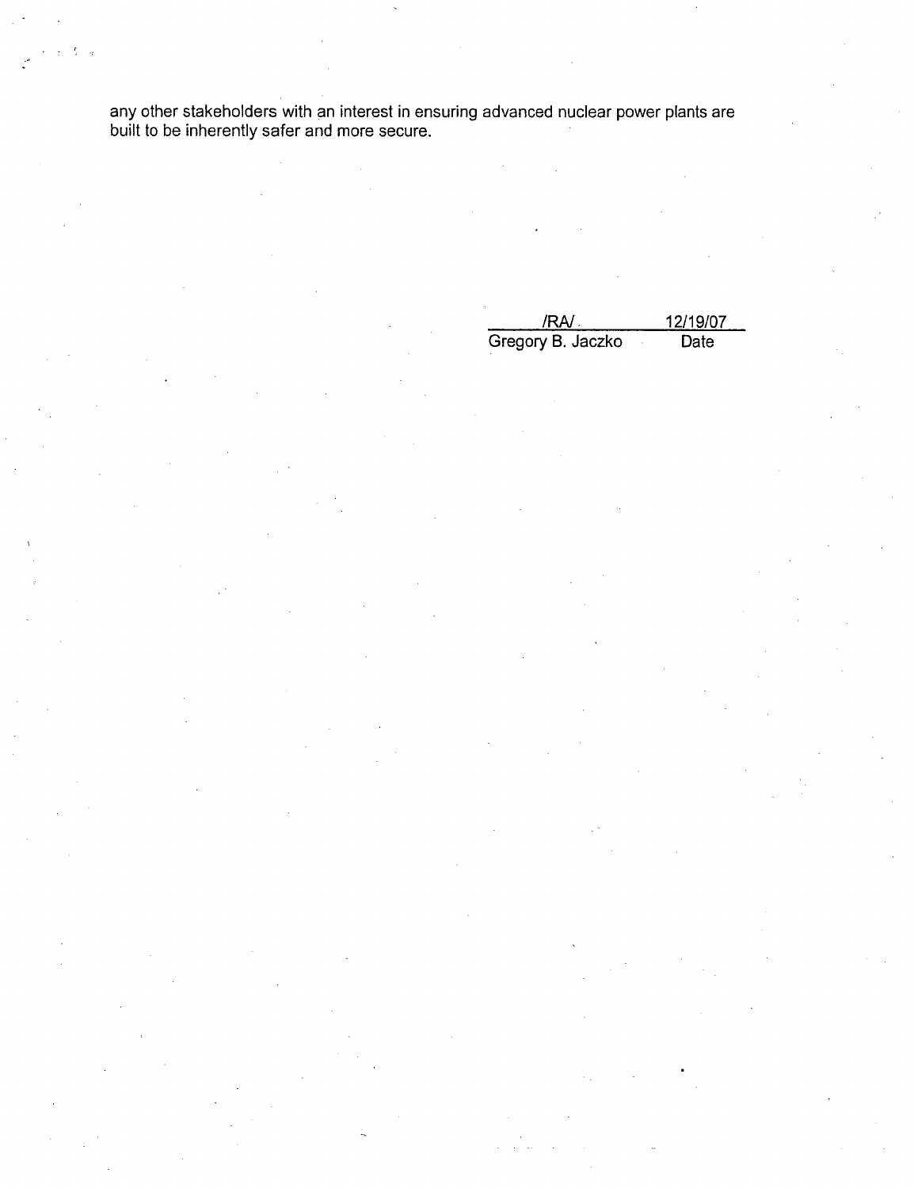any other stakeholders with an interest in ensuring advanced nuclear power plants are built to be inherently safer and more secure.

| /RA/ | 12/19/07 |
|---|---|
| Gregory B. Jaczko | Date |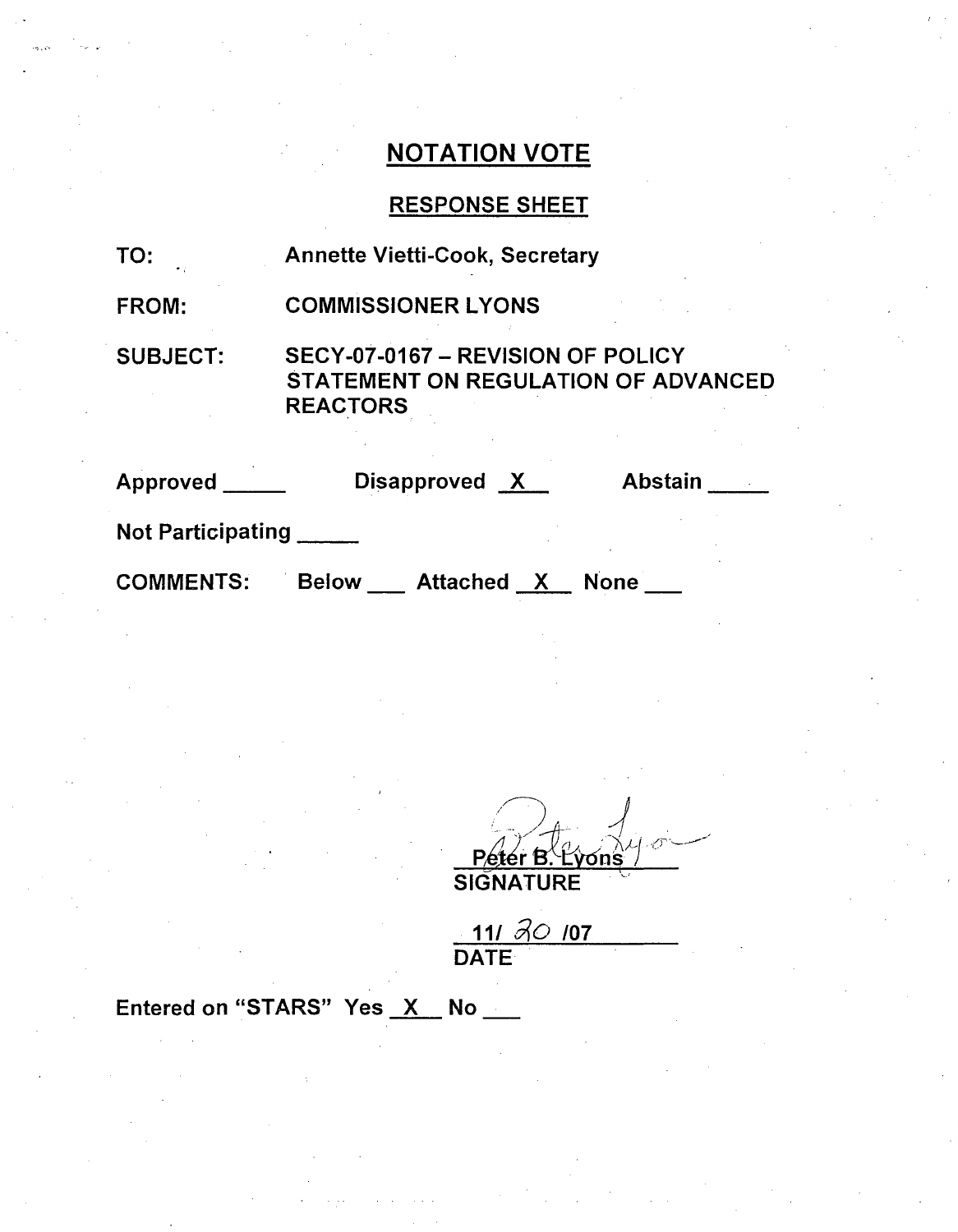# NOTATION VOTE

## RESPONSE SHEET

TO: Annette Vietti-Cook, Secretary

FROM: COMMISSIONER LYONS

SUBJECT: SECY-07-0167 – REVISION OF POLICY STATEMENT ON REGULATION OF ADVANCED REACTORS

Approved \_\_\_\_\_ Disapproved X Abstain \_\_\_\_\_

Not Participating \_\_\_\_\_

COMMENTS: Below \_\_\_ Attached X None \_\_\_

Peter B. Lyons
SIGNATURE

11/ 30 /07
DATE

Entered on "STARS" Yes X No \_\_\_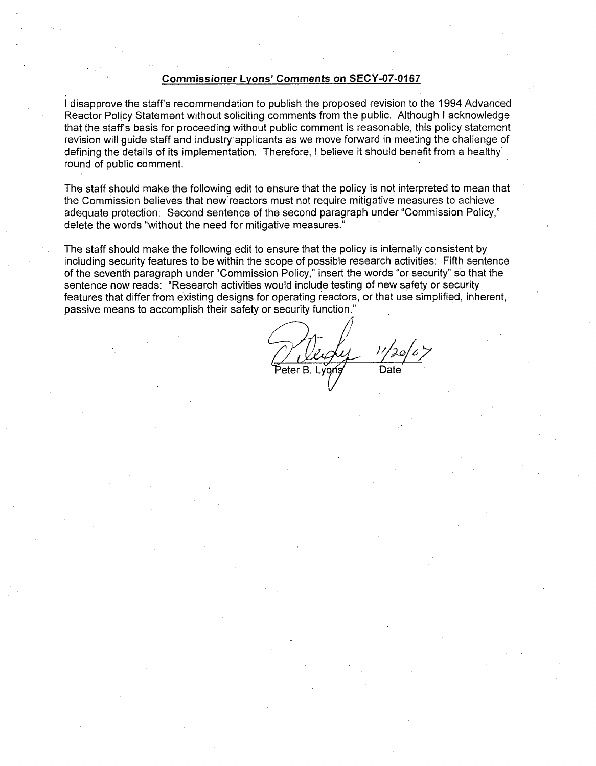## Commissioner Lyons' Comments on SECY-07-0167

I disapprove the staff's recommendation to publish the proposed revision to the 1994 Advanced Reactor Policy Statement without soliciting comments from the public. Although I acknowledge that the staff's basis for proceeding without public comment is reasonable, this policy statement revision will guide staff and industry applicants as we move forward in meeting the challenge of defining the details of its implementation. Therefore, I believe it should benefit from a healthy round of public comment.

The staff should make the following edit to ensure that the policy is not interpreted to mean that the Commission believes that new reactors must not require mitigative measures to achieve adequate protection: Second sentence of the second paragraph under "Commission Policy," delete the words "without the need for mitigative measures."

The staff should make the following edit to ensure that the policy is internally consistent by including security features to be within the scope of possible research activities: Fifth sentence of the seventh paragraph under "Commission Policy," insert the words "or security" so that the sentence now reads: "Research activities would include testing of new safety or security features that differ from existing designs for operating reactors, or that use simplified, inherent, passive means to accomplish their safety or security function."

Peter B. Lyons    11/20/07
Date